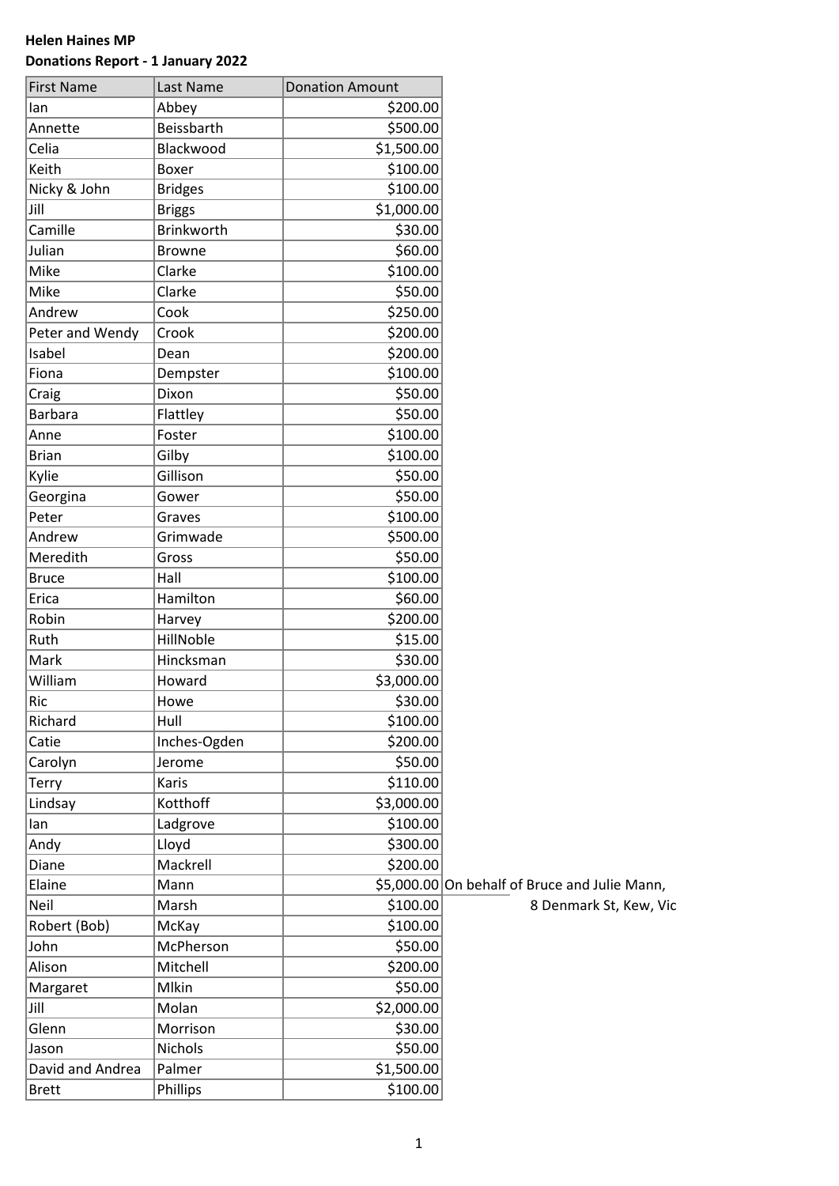**Helen Haines MP**

**Donations Report - 1 January 2022**

| First Name | Last Name | Donation Amount | |
|---|---|---|---|
| Ian | Abbey | $200.00 | |
| Annette | Beissbarth | $500.00 | |
| Celia | Blackwood | $1,500.00 | |
| Keith | Boxer | $100.00 | |
| Nicky & John | Bridges | $100.00 | |
| Jill | Briggs | $1,000.00 | |
| Camille | Brinkworth | $30.00 | |
| Julian | Browne | $60.00 | |
| Mike | Clarke | $100.00 | |
| Mike | Clarke | $50.00 | |
| Andrew | Cook | $250.00 | |
| Peter and Wendy | Crook | $200.00 | |
| Isabel | Dean | $200.00 | |
| Fiona | Dempster | $100.00 | |
| Craig | Dixon | $50.00 | |
| Barbara | Flattley | $50.00 | |
| Anne | Foster | $100.00 | |
| Brian | Gilby | $100.00 | |
| Kylie | Gillison | $50.00 | |
| Georgina | Gower | $50.00 | |
| Peter | Graves | $100.00 | |
| Andrew | Grimwade | $500.00 | |
| Meredith | Gross | $50.00 | |
| Bruce | Hall | $100.00 | |
| Erica | Hamilton | $60.00 | |
| Robin | Harvey | $200.00 | |
| Ruth | HillNoble | $15.00 | |
| Mark | Hincksman | $30.00 | |
| William | Howard | $3,000.00 | |
| Ric | Howe | $30.00 | |
| Richard | Hull | $100.00 | |
| Catie | Inches-Ogden | $200.00 | |
| Carolyn | Jerome | $50.00 | |
| Terry | Karis | $110.00 | |
| Lindsay | Kotthoff | $3,000.00 | |
| Ian | Ladgrove | $100.00 | |
| Andy | Lloyd | $300.00 | |
| Diane | Mackrell | $200.00 | |
| Elaine | Mann | $5,000.00 | On behalf of Bruce and Julie Mann, 8 Denmark St, Kew, Vic |
| Neil | Marsh | $100.00 | |
| Robert (Bob) | McKay | $100.00 | |
| John | McPherson | $50.00 | |
| Alison | Mitchell | $200.00 | |
| Margaret | Mlkin | $50.00 | |
| Jill | Molan | $2,000.00 | |
| Glenn | Morrison | $30.00 | |
| Jason | Nichols | $50.00 | |
| David and Andrea | Palmer | $1,500.00 | |
| Brett | Phillips | $100.00 | |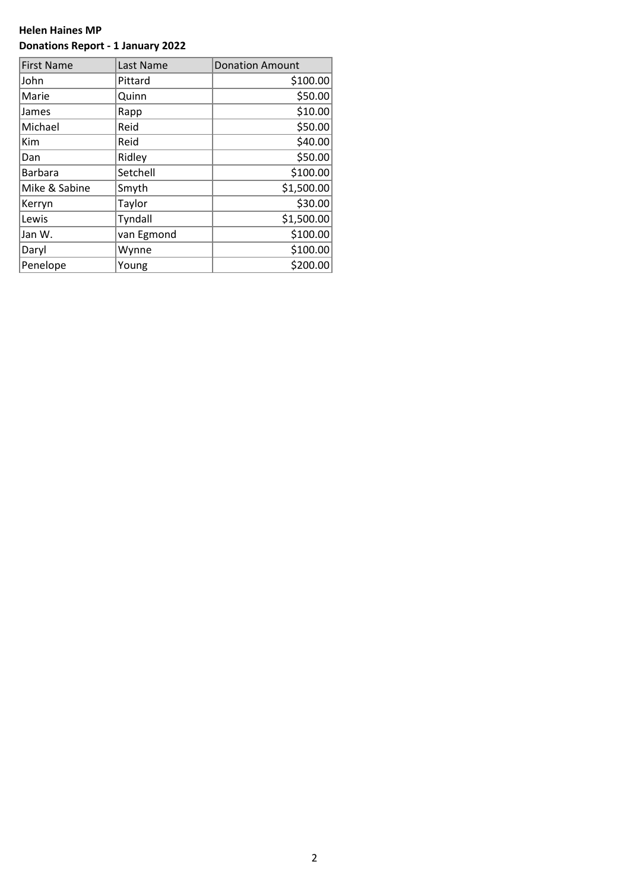**Helen Haines MP**

**Donations Report - 1 January 2022**

| First Name | Last Name | Donation Amount |
| --- | --- | --- |
| John | Pittard | $100.00 |
| Marie | Quinn | $50.00 |
| James | Rapp | $10.00 |
| Michael | Reid | $50.00 |
| Kim | Reid | $40.00 |
| Dan | Ridley | $50.00 |
| Barbara | Setchell | $100.00 |
| Mike & Sabine | Smyth | $1,500.00 |
| Kerryn | Taylor | $30.00 |
| Lewis | Tyndall | $1,500.00 |
| Jan W. | van Egmond | $100.00 |
| Daryl | Wynne | $100.00 |
| Penelope | Young | $200.00 |